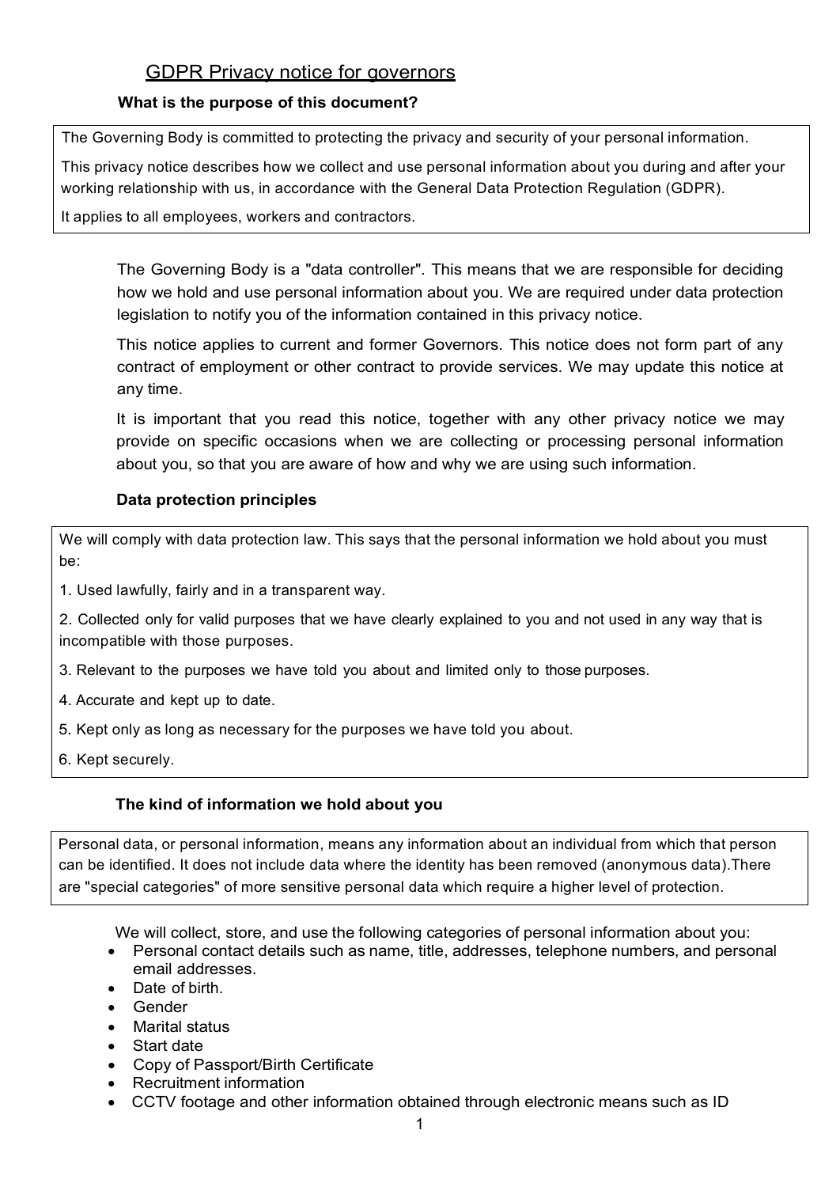# GDPR Privacy notice for governors

### What is the purpose of this document?

The Governing Body is committed to protecting the privacy and security of your personal information.

This privacy notice describes how we collect and use personal information about you during and after your working relationship with us, in accordance with the General Data Protection Regulation (GDPR).

It applies to all employees, workers and contractors.

The Governing Body is a "data controller". This means that we are responsible for deciding how we hold and use personal information about you. We are required under data protection legislation to notify you of the information contained in this privacy notice.

This notice applies to current and former Governors. This notice does not form part of any contract of employment or other contract to provide services. We may update this notice at any time.

It is important that you read this notice, together with any other privacy notice we may provide on specific occasions when we are collecting or processing personal information about you, so that you are aware of how and why we are using such information.

### Data protection principles

We will comply with data protection law. This says that the personal information we hold about you must be:

1. Used lawfully, fairly and in a transparent way.

2. Collected only for valid purposes that we have clearly explained to you and not used in any way that is incompatible with those purposes.

3. Relevant to the purposes we have told you about and limited only to those purposes.

4. Accurate and kept up to date.

5. Kept only as long as necessary for the purposes we have told you about.

6. Kept securely.

### The kind of information we hold about you

Personal data, or personal information, means any information about an individual from which that person can be identified. It does not include data where the identity has been removed (anonymous data).There are "special categories" of more sensitive personal data which require a higher level of protection.

We will collect, store, and use the following categories of personal information about you:

- Personal contact details such as name, title, addresses, telephone numbers, and personal email addresses.
- Date of birth.
- Gender
- Marital status
- Start date
- Copy of Passport/Birth Certificate
- Recruitment information
- CCTV footage and other information obtained through electronic means such as ID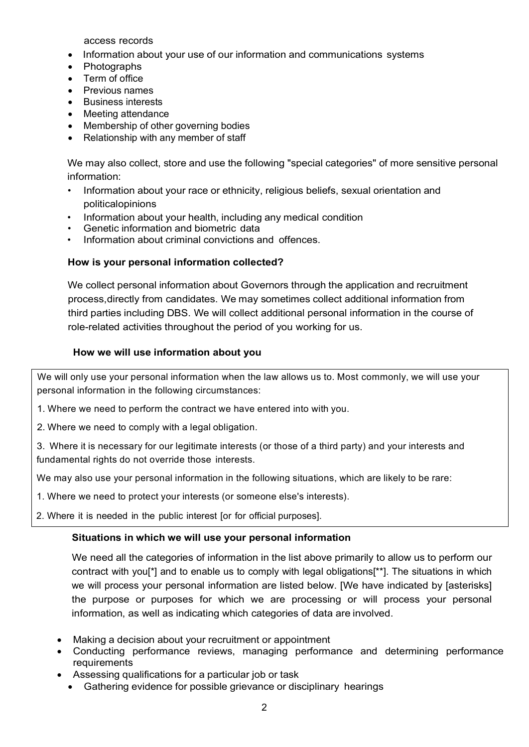access records

- Information about your use of our information and communications systems
- Photographs
- Term of office
- Previous names
- Business interests
- Meeting attendance
- Membership of other governing bodies
- Relationship with any member of staff

We may also collect, store and use the following "special categories" of more sensitive personal information:

- Information about your race or ethnicity, religious beliefs, sexual orientation and politicalopinions
- Information about your health, including any medical condition
- Genetic information and biometric data
- Information about criminal convictions and offences.

**How is your personal information collected?**

We collect personal information about Governors through the application and recruitment process,directly from candidates. We may sometimes collect additional information from third parties including DBS. We will collect additional personal information in the course of role-related activities throughout the period of you working for us.

**How we will use information about you**

We will only use your personal information when the law allows us to. Most commonly, we will use your personal information in the following circumstances:

1. Where we need to perform the contract we have entered into with you.

2. Where we need to comply with a legal obligation.

3. Where it is necessary for our legitimate interests (or those of a third party) and your interests and fundamental rights do not override those interests.

We may also use your personal information in the following situations, which are likely to be rare:

1. Where we need to protect your interests (or someone else's interests).

2. Where it is needed in the public interest [or for official purposes].

**Situations in which we will use your personal information**

We need all the categories of information in the list above primarily to allow us to perform our contract with you[*] and to enable us to comply with legal obligations[**]. The situations in which we will process your personal information are listed below. [We have indicated by [asterisks] the purpose or purposes for which we are processing or will process your personal information, as well as indicating which categories of data are involved.

- Making a decision about your recruitment or appointment
- Conducting performance reviews, managing performance and determining performance requirements
- Assessing qualifications for a particular job or task
- Gathering evidence for possible grievance or disciplinary hearings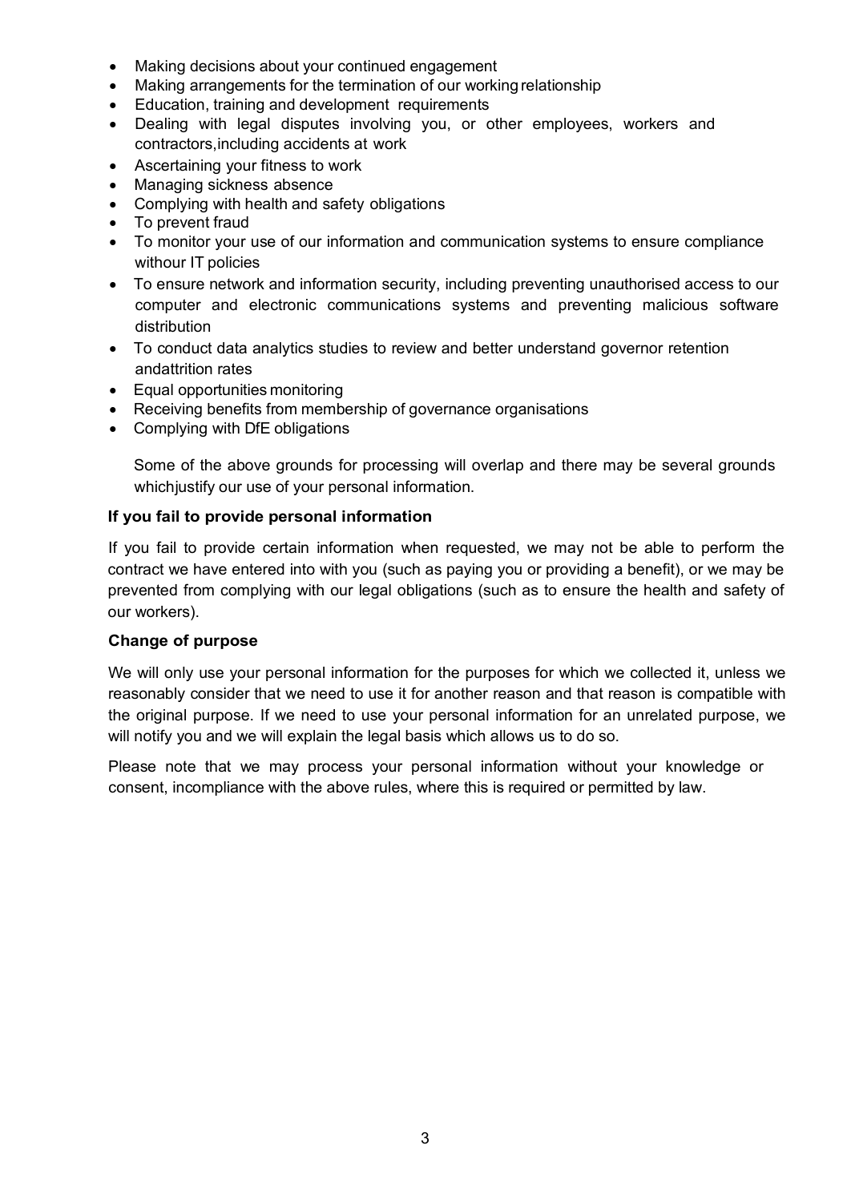- Making decisions about your continued engagement
- Making arrangements for the termination of our working relationship
- Education, training and development requirements
- Dealing with legal disputes involving you, or other employees, workers and contractors,including accidents at work
- Ascertaining your fitness to work
- Managing sickness absence
- Complying with health and safety obligations
- To prevent fraud
- To monitor your use of our information and communication systems to ensure compliance withour IT policies
- To ensure network and information security, including preventing unauthorised access to our computer and electronic communications systems and preventing malicious software distribution
- To conduct data analytics studies to review and better understand governor retention andattrition rates
- Equal opportunities monitoring
- Receiving benefits from membership of governance organisations
- Complying with DfE obligations

Some of the above grounds for processing will overlap and there may be several grounds whichjustify our use of your personal information.

**If you fail to provide personal information**

If you fail to provide certain information when requested, we may not be able to perform the contract we have entered into with you (such as paying you or providing a benefit), or we may be prevented from complying with our legal obligations (such as to ensure the health and safety of our workers).

**Change of purpose**

We will only use your personal information for the purposes for which we collected it, unless we reasonably consider that we need to use it for another reason and that reason is compatible with the original purpose. If we need to use your personal information for an unrelated purpose, we will notify you and we will explain the legal basis which allows us to do so.

Please note that we may process your personal information without your knowledge or consent, incompliance with the above rules, where this is required or permitted by law.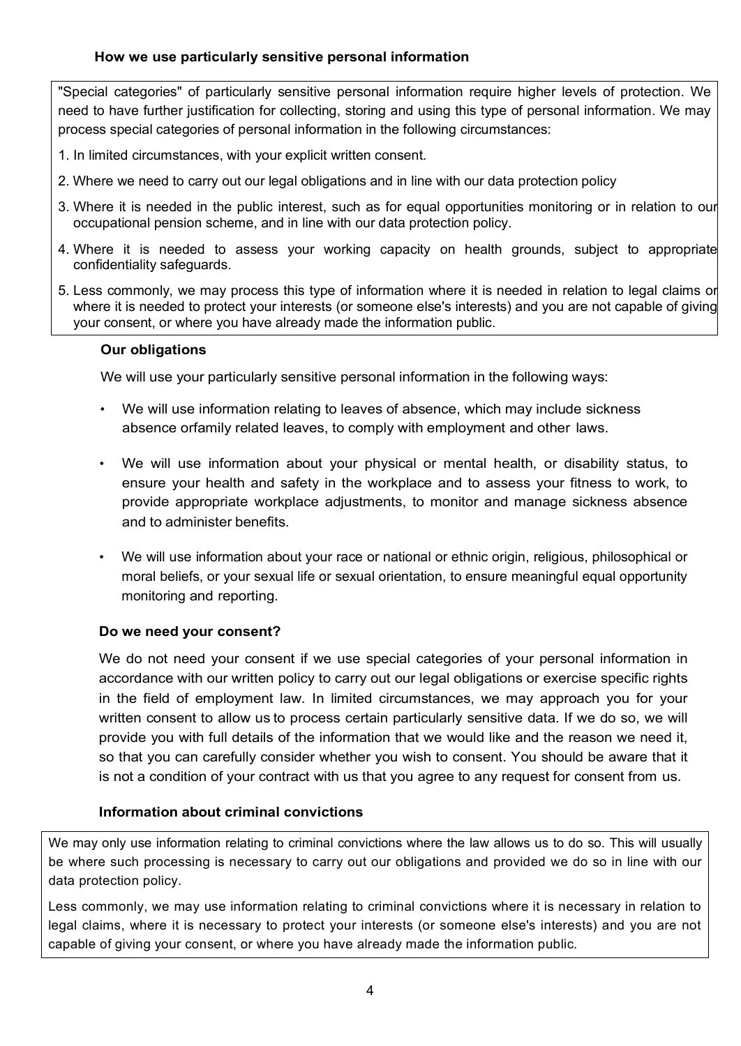### How we use particularly sensitive personal information

"Special categories" of particularly sensitive personal information require higher levels of protection. We need to have further justification for collecting, storing and using this type of personal information. We may process special categories of personal information in the following circumstances:

1. In limited circumstances, with your explicit written consent.
2. Where we need to carry out our legal obligations and in line with our data protection policy
3. Where it is needed in the public interest, such as for equal opportunities monitoring or in relation to our occupational pension scheme, and in line with our data protection policy.
4. Where it is needed to assess your working capacity on health grounds, subject to appropriate confidentiality safeguards.
5. Less commonly, we may process this type of information where it is needed in relation to legal claims or where it is needed to protect your interests (or someone else's interests) and you are not capable of giving your consent, or where you have already made the information public.

### Our obligations

We will use your particularly sensitive personal information in the following ways:

- We will use information relating to leaves of absence, which may include sickness absence orfamily related leaves, to comply with employment and other laws.
- We will use information about your physical or mental health, or disability status, to ensure your health and safety in the workplace and to assess your fitness to work, to provide appropriate workplace adjustments, to monitor and manage sickness absence and to administer benefits.
- We will use information about your race or national or ethnic origin, religious, philosophical or moral beliefs, or your sexual life or sexual orientation, to ensure meaningful equal opportunity monitoring and reporting.

### Do we need your consent?

We do not need your consent if we use special categories of your personal information in accordance with our written policy to carry out our legal obligations or exercise specific rights in the field of employment law. In limited circumstances, we may approach you for your written consent to allow us to process certain particularly sensitive data. If we do so, we will provide you with full details of the information that we would like and the reason we need it, so that you can carefully consider whether you wish to consent. You should be aware that it is not a condition of your contract with us that you agree to any request for consent from us.

### Information about criminal convictions

We may only use information relating to criminal convictions where the law allows us to do so. This will usually be where such processing is necessary to carry out our obligations and provided we do so in line with our data protection policy.

Less commonly, we may use information relating to criminal convictions where it is necessary in relation to legal claims, where it is necessary to protect your interests (or someone else's interests) and you are not capable of giving your consent, or where you have already made the information public.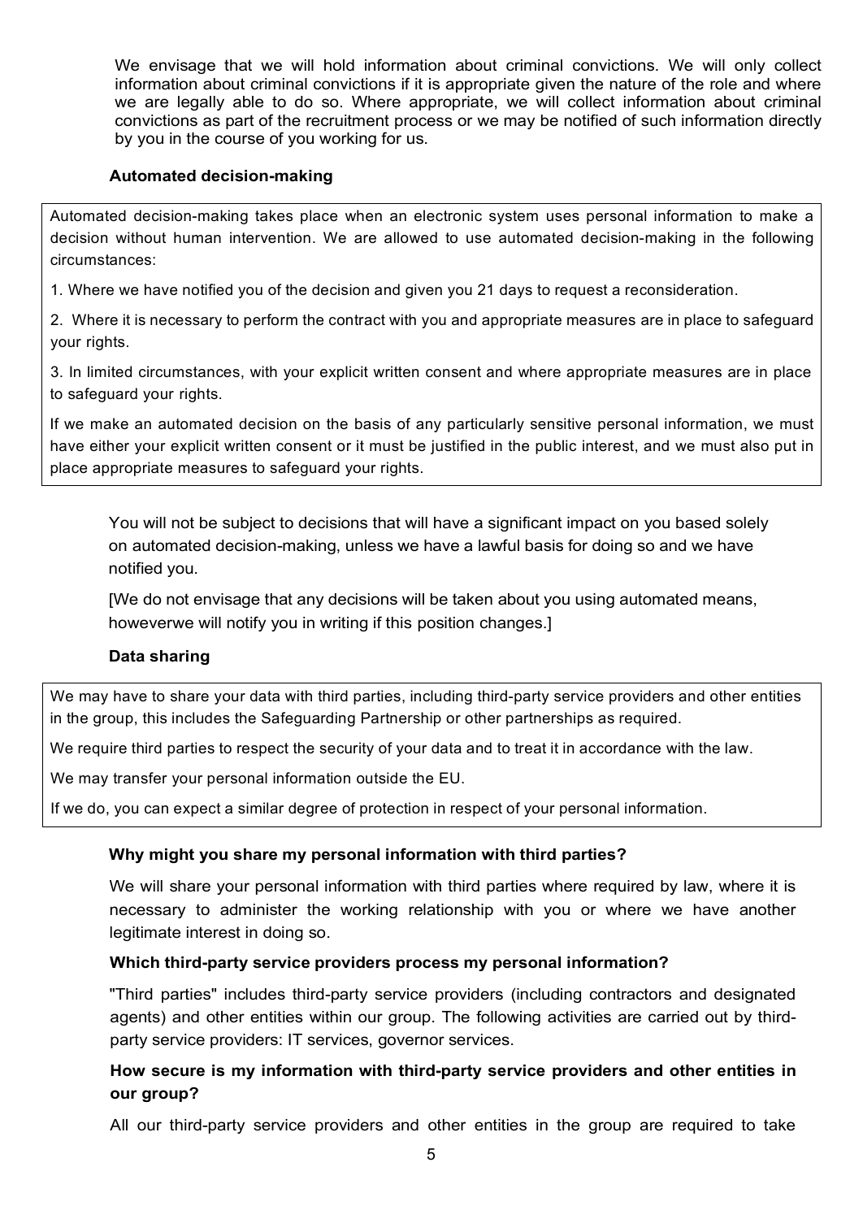We envisage that we will hold information about criminal convictions. We will only collect information about criminal convictions if it is appropriate given the nature of the role and where we are legally able to do so. Where appropriate, we will collect information about criminal convictions as part of the recruitment process or we may be notified of such information directly by you in the course of you working for us.

### Automated decision-making

Automated decision-making takes place when an electronic system uses personal information to make a decision without human intervention. We are allowed to use automated decision-making in the following circumstances:

1. Where we have notified you of the decision and given you 21 days to request a reconsideration.

2. Where it is necessary to perform the contract with you and appropriate measures are in place to safeguard your rights.

3. In limited circumstances, with your explicit written consent and where appropriate measures are in place to safeguard your rights.

If we make an automated decision on the basis of any particularly sensitive personal information, we must have either your explicit written consent or it must be justified in the public interest, and we must also put in place appropriate measures to safeguard your rights.

You will not be subject to decisions that will have a significant impact on you based solely on automated decision-making, unless we have a lawful basis for doing so and we have notified you.

[We do not envisage that any decisions will be taken about you using automated means, howeverwe will notify you in writing if this position changes.]

### Data sharing

We may have to share your data with third parties, including third-party service providers and other entities in the group, this includes the Safeguarding Partnership or other partnerships as required.

We require third parties to respect the security of your data and to treat it in accordance with the law.

We may transfer your personal information outside the EU.

If we do, you can expect a similar degree of protection in respect of your personal information.

#### Why might you share my personal information with third parties?

We will share your personal information with third parties where required by law, where it is necessary to administer the working relationship with you or where we have another legitimate interest in doing so.

#### Which third-party service providers process my personal information?

"Third parties" includes third-party service providers (including contractors and designated agents) and other entities within our group. The following activities are carried out by third-party service providers: IT services, governor services.

#### How secure is my information with third-party service providers and other entities in our group?

All our third-party service providers and other entities in the group are required to take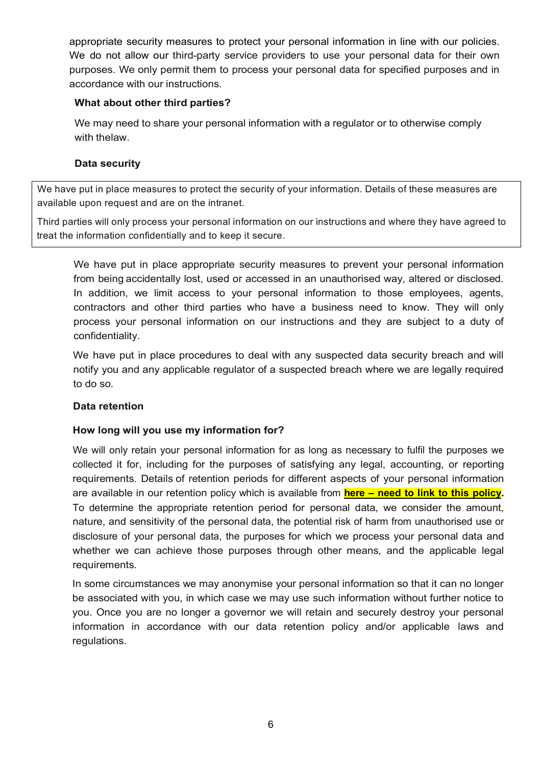appropriate security measures to protect your personal information in line with our policies. We do not allow our third-party service providers to use your personal data for their own purposes. We only permit them to process your personal data for specified purposes and in accordance with our instructions.

**What about other third parties?**

We may need to share your personal information with a regulator or to otherwise comply with thelaw.

**Data security**

| We have put in place measures to protect the security of your information. Details of these measures are available upon request and are on the intranet.<br><br>Third parties will only process your personal information on our instructions and where they have agreed to treat the information confidentially and to keep it secure. |
|---|

We have put in place appropriate security measures to prevent your personal information from being accidentally lost, used or accessed in an unauthorised way, altered or disclosed. In addition, we limit access to your personal information to those employees, agents, contractors and other third parties who have a business need to know. They will only process your personal information on our instructions and they are subject to a duty of confidentiality.

We have put in place procedures to deal with any suspected data security breach and will notify you and any applicable regulator of a suspected breach where we are legally required to do so.

**Data retention**

**How long will you use my information for?**

We will only retain your personal information for as long as necessary to fulfil the purposes we collected it for, including for the purposes of satisfying any legal, accounting, or reporting requirements. Details of retention periods for different aspects of your personal information are available in our retention policy which is available from **here – need to link to this policy.** To determine the appropriate retention period for personal data, we consider the amount, nature, and sensitivity of the personal data, the potential risk of harm from unauthorised use or disclosure of your personal data, the purposes for which we process your personal data and whether we can achieve those purposes through other means, and the applicable legal requirements.

In some circumstances we may anonymise your personal information so that it can no longer be associated with you, in which case we may use such information without further notice to you. Once you are no longer a governor we will retain and securely destroy your personal information in accordance with our data retention policy and/or applicable laws and regulations.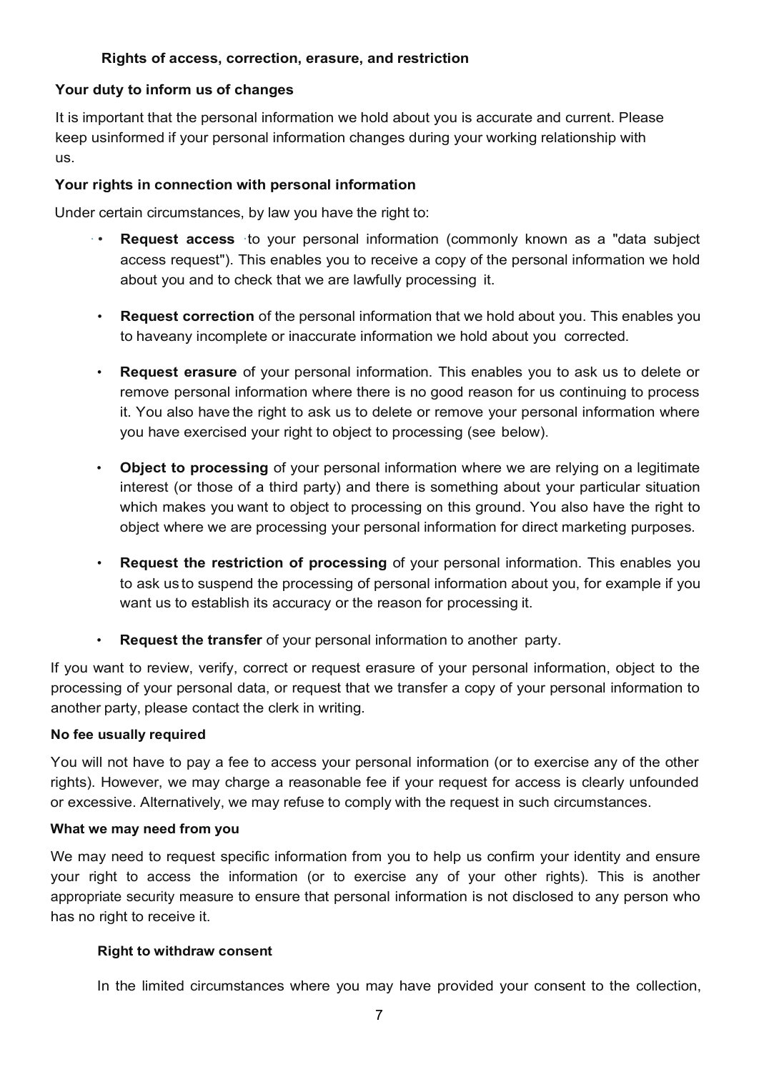## Rights of access, correction, erasure, and restriction

### Your duty to inform us of changes

It is important that the personal information we hold about you is accurate and current. Please keep usinformed if your personal information changes during your working relationship with us.

### Your rights in connection with personal information

Under certain circumstances, by law you have the right to:

- **Request access** to your personal information (commonly known as a "data subject access request"). This enables you to receive a copy of the personal information we hold about you and to check that we are lawfully processing it.
- **Request correction** of the personal information that we hold about you. This enables you to haveany incomplete or inaccurate information we hold about you corrected.
- **Request erasure** of your personal information. This enables you to ask us to delete or remove personal information where there is no good reason for us continuing to process it. You also have the right to ask us to delete or remove your personal information where you have exercised your right to object to processing (see below).
- **Object to processing** of your personal information where we are relying on a legitimate interest (or those of a third party) and there is something about your particular situation which makes you want to object to processing on this ground. You also have the right to object where we are processing your personal information for direct marketing purposes.
- **Request the restriction of processing** of your personal information. This enables you to ask us to suspend the processing of personal information about you, for example if you want us to establish its accuracy or the reason for processing it.
- **Request the transfer** of your personal information to another party.

If you want to review, verify, correct or request erasure of your personal information, object to the processing of your personal data, or request that we transfer a copy of your personal information to another party, please contact the clerk in writing.

### No fee usually required

You will not have to pay a fee to access your personal information (or to exercise any of the other rights). However, we may charge a reasonable fee if your request for access is clearly unfounded or excessive. Alternatively, we may refuse to comply with the request in such circumstances.

### What we may need from you

We may need to request specific information from you to help us confirm your identity and ensure your right to access the information (or to exercise any of your other rights). This is another appropriate security measure to ensure that personal information is not disclosed to any person who has no right to receive it.

## Right to withdraw consent

In the limited circumstances where you may have provided your consent to the collection,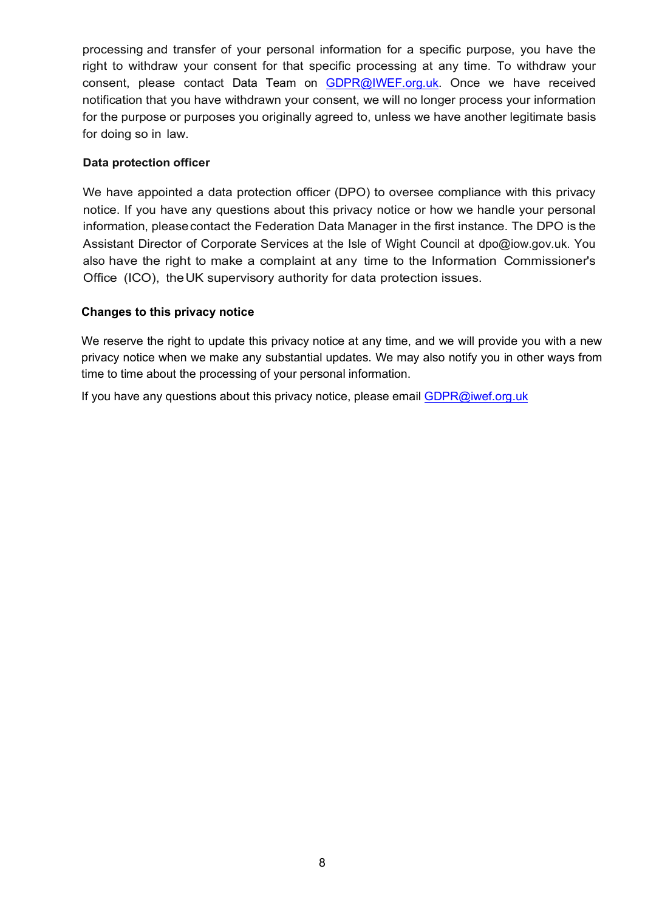processing and transfer of your personal information for a specific purpose, you have the right to withdraw your consent for that specific processing at any time. To withdraw your consent, please contact Data Team on GDPR@IWEF.org.uk. Once we have received notification that you have withdrawn your consent, we will no longer process your information for the purpose or purposes you originally agreed to, unless we have another legitimate basis for doing so in law.

**Data protection officer**

We have appointed a data protection officer (DPO) to oversee compliance with this privacy notice. If you have any questions about this privacy notice or how we handle your personal information, please contact the Federation Data Manager in the first instance. The DPO is the Assistant Director of Corporate Services at the Isle of Wight Council at dpo@iow.gov.uk. You also have the right to make a complaint at any time to the Information Commissioner's Office (ICO), the UK supervisory authority for data protection issues.

**Changes to this privacy notice**

We reserve the right to update this privacy notice at any time, and we will provide you with a new privacy notice when we make any substantial updates. We may also notify you in other ways from time to time about the processing of your personal information.

If you have any questions about this privacy notice, please email GDPR@iwef.org.uk